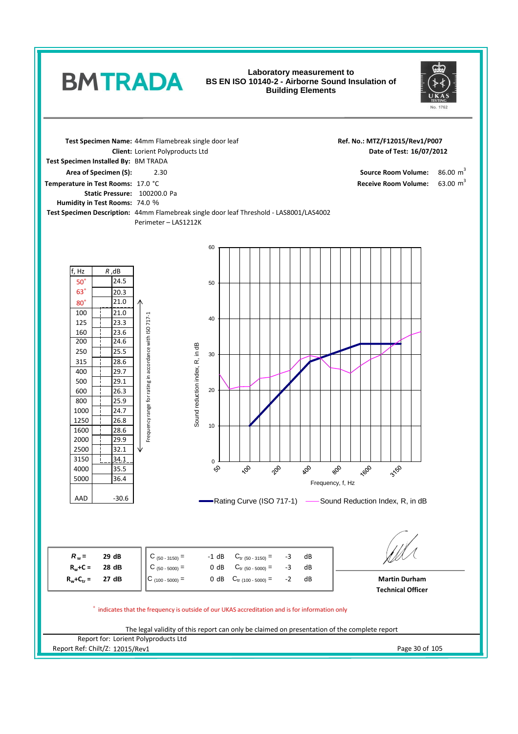**BMTRADA**

# Laboratory measurement to BS EN ISO 10140-2 - Airborne Sound Insulation of Building Elements

UKAS TESTING No. 1762

**Test Specimen Name:** 44mm Flamebreak single door leaf
**Client:** Lorient Polyproducts Ltd
**Test Specimen Installed By:** BM TRADA
**Area of Specimen (S):** 2.30
**Temperature in Test Rooms:** 17.0 °C
**Static Pressure:** 100200.0 Pa
**Humidity in Test Rooms:** 74.0 %
**Test Specimen Description:** 44mm Flamebreak single door leaf Threshold - LAS8001/LAS4002 Perimeter – LAS1212K

**Ref. No.: MTZ/F12015/Rev1/P007**
**Date of Test: 16/07/2012**

**Source Room Volume:** 86.00 $m^3$
**Receive Room Volume:** 63.00 $m^3$

| f, Hz | $R$, dB |
|---|---|
| 50+ | 24.5 |
| 63+ | 20.3 |
| 80+ | 21.0 |
| 100 | 21.0 |
| 125 | 23.3 |
| 160 | 23.6 |
| 200 | 24.6 |
| 250 | 25.5 |
| 315 | 28.6 |
| 400 | 29.7 |
| 500 | 29.1 |
| 600 | 26.3 |
| 800 | 25.9 |
| 1000 | 24.7 |
| 1250 | 26.8 |
| 1600 | 28.6 |
| 2000 | 29.9 |
| 2500 | 32.1 |
| 3150 | 34.1 |
| 4000 | 35.5 |
| 5000 | 36.4 |
| AAD | -30.6 |

Frequency range for rating in accordance with ISO 717-1: 100 – 3150 Hz

Sound reduction index, R, in dB vs Frequency, f, Hz — Rating Curve (ISO 717-1); Sound Reduction Index, R, in dB

| | | | | |
|---|---|---|---|---|
| $R_w$ = | 29 dB | $C_{(50-3150)}$ = -1 dB | $C_{tr\,(50-3150)}$ = | -3 dB |
| $R_w+C$ = | 28 dB | $C_{(50-5000)}$ = 0 dB | $C_{tr\,(50-5000)}$ = | -3 dB |
| $R_w+C_{tr}$ = | 27 dB | $C_{(100-5000)}$ = 0 dB | $C_{tr\,(100-5000)}$ = | -2 dB |

**Martin Durham**
**Technical Officer**

+ indicates that the frequency is outside of our UKAS accreditation and is for information only

The legal validity of this report can only be claimed on presentation of the complete report

Report for: Lorient Polyproducts Ltd
Report Ref: Chilt/Z: 12015/Rev1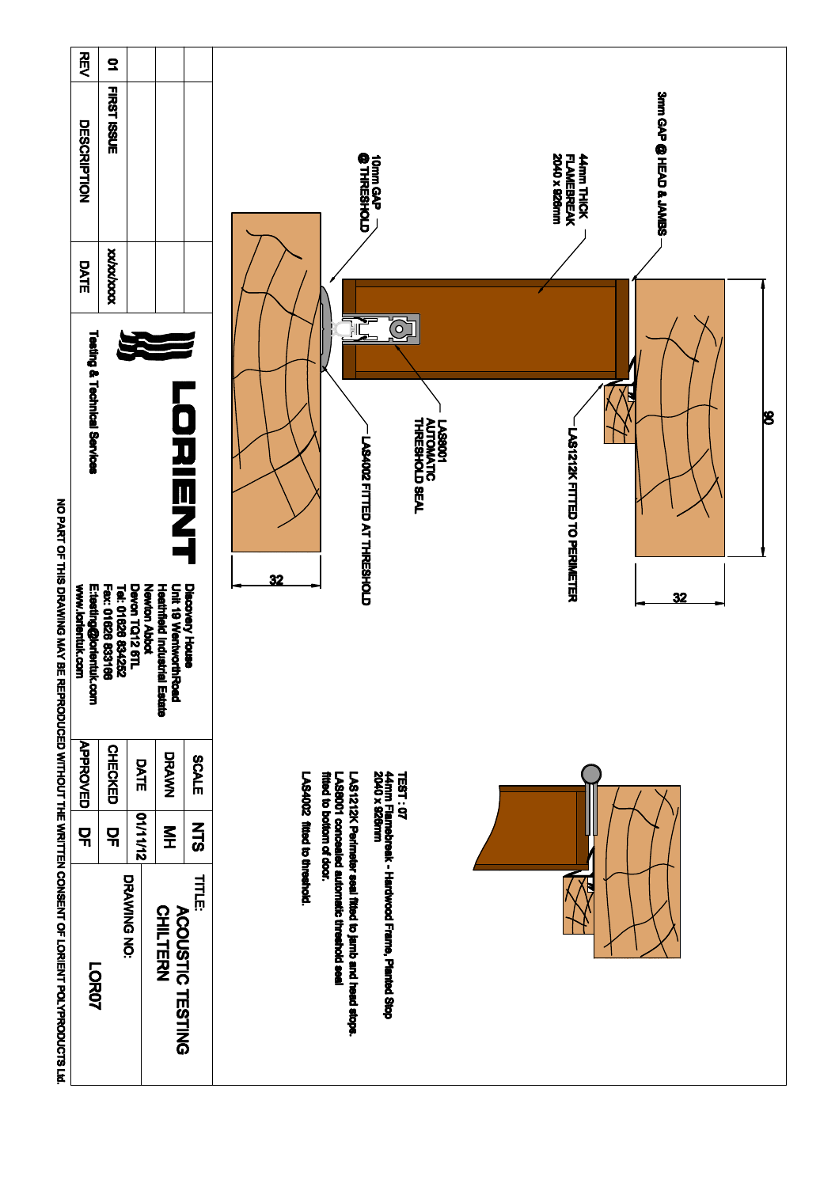3mm GAP @ HEAD & JAMBS

44mm THICK
FLAMEBREAK
2040 x 926mm

10mm GAP
@ THRESHOLD

90

32

32

LAS1212K FITTED TO PERIMETER

LAS8001
AUTOMATIC
THRESHOLD SEAL

LAS4002 FITTED AT THRESHOLD

TEST : 07
44mm Flamebreak - Hardwood Frame, Planted Stop
2040 x 926mm

LAS1212K Perimeter seal fitted to jamb and head stops.
LAS8001 concealed automatic threshold seal fitted to bottom of door.
LAS4002 fitted to threshold.

| REV | DESCRIPTION | DATE |
|---|---|---|
| 01 | FIRST ISSUE | xx/xx/xxxx |

**LORIENT**
Testing & Technical Services

Discovery House
Unit 19 Wentworth Road
Heathfield Industrial Estate
Newton Abbot
Devon TQ12 6TL
Tel: 01626 834252
Fax: 01626 833166
E:testing@lorientuk.com
www.lorientuk.com

| | |
|---|---|
| SCALE | NTS |
| DRAWN | MH |
| DATE | 01/11/12 |
| CHECKED | DF |
| APPROVED | DF |

TITLE:
ACOUSTIC TESTING
CHILTERN

DRAWING NO:
LOR07

NO PART OF THIS DRAWING MAY BE REPRODUCED WITHOUT THE WRITTEN CONSENT OF LORIENT POLYPRODUCTS Ltd.